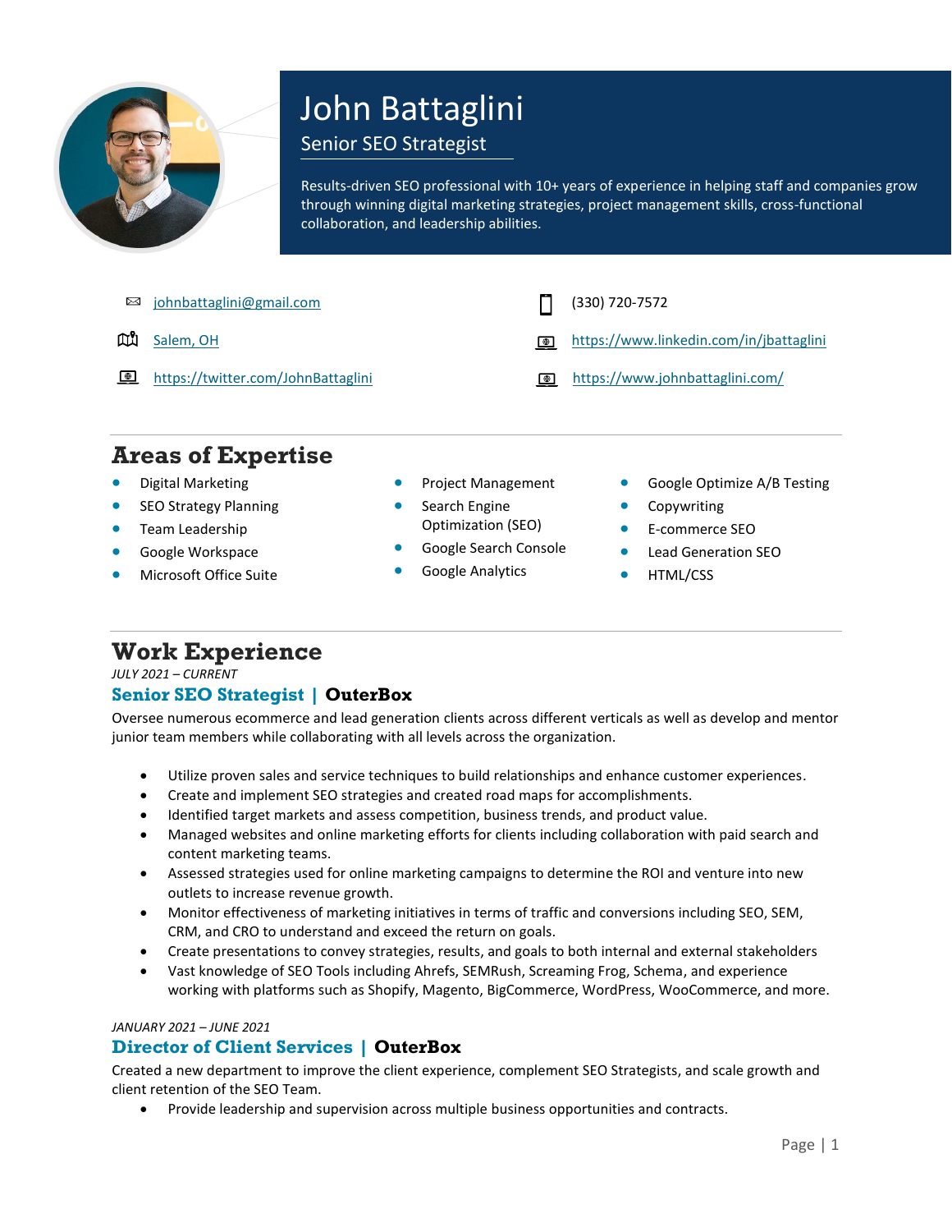# John Battaglini

## Senior SEO Strategist

Results-driven SEO professional with 10+ years of experience in helping staff and companies grow through winning digital marketing strategies, project management skills, cross-functional collaboration, and leadership abilities.

- [johnbattaglini@gmail.com](mailto:johnbattaglini@gmail.com)
- (330) 720-7572
- Salem, OH
- https://www.linkedin.com/in/jbattaglini
- https://twitter.com/JohnBattaglini
- https://www.johnbattaglini.com/

## Areas of Expertise

- Digital Marketing
- SEO Strategy Planning
- Team Leadership
- Google Workspace
- Microsoft Office Suite
- Project Management
- Search Engine Optimization (SEO)
- Google Search Console
- Google Analytics
- Google Optimize A/B Testing
- Copywriting
- E-commerce SEO
- Lead Generation SEO
- HTML/CSS

## Work Experience

*JULY 2021 – CURRENT*

### Senior SEO Strategist | OuterBox

Oversee numerous ecommerce and lead generation clients across different verticals as well as develop and mentor junior team members while collaborating with all levels across the organization.

- Utilize proven sales and service techniques to build relationships and enhance customer experiences.
- Create and implement SEO strategies and created road maps for accomplishments.
- Identified target markets and assess competition, business trends, and product value.
- Managed websites and online marketing efforts for clients including collaboration with paid search and content marketing teams.
- Assessed strategies used for online marketing campaigns to determine the ROI and venture into new outlets to increase revenue growth.
- Monitor effectiveness of marketing initiatives in terms of traffic and conversions including SEO, SEM, CRM, and CRO to understand and exceed the return on goals.
- Create presentations to convey strategies, results, and goals to both internal and external stakeholders
- Vast knowledge of SEO Tools including Ahrefs, SEMRush, Screaming Frog, Schema, and experience working with platforms such as Shopify, Magento, BigCommerce, WordPress, WooCommerce, and more.

*JANUARY 2021 – JUNE 2021*

### Director of Client Services | OuterBox

Created a new department to improve the client experience, complement SEO Strategists, and scale growth and client retention of the SEO Team.

- Provide leadership and supervision across multiple business opportunities and contracts.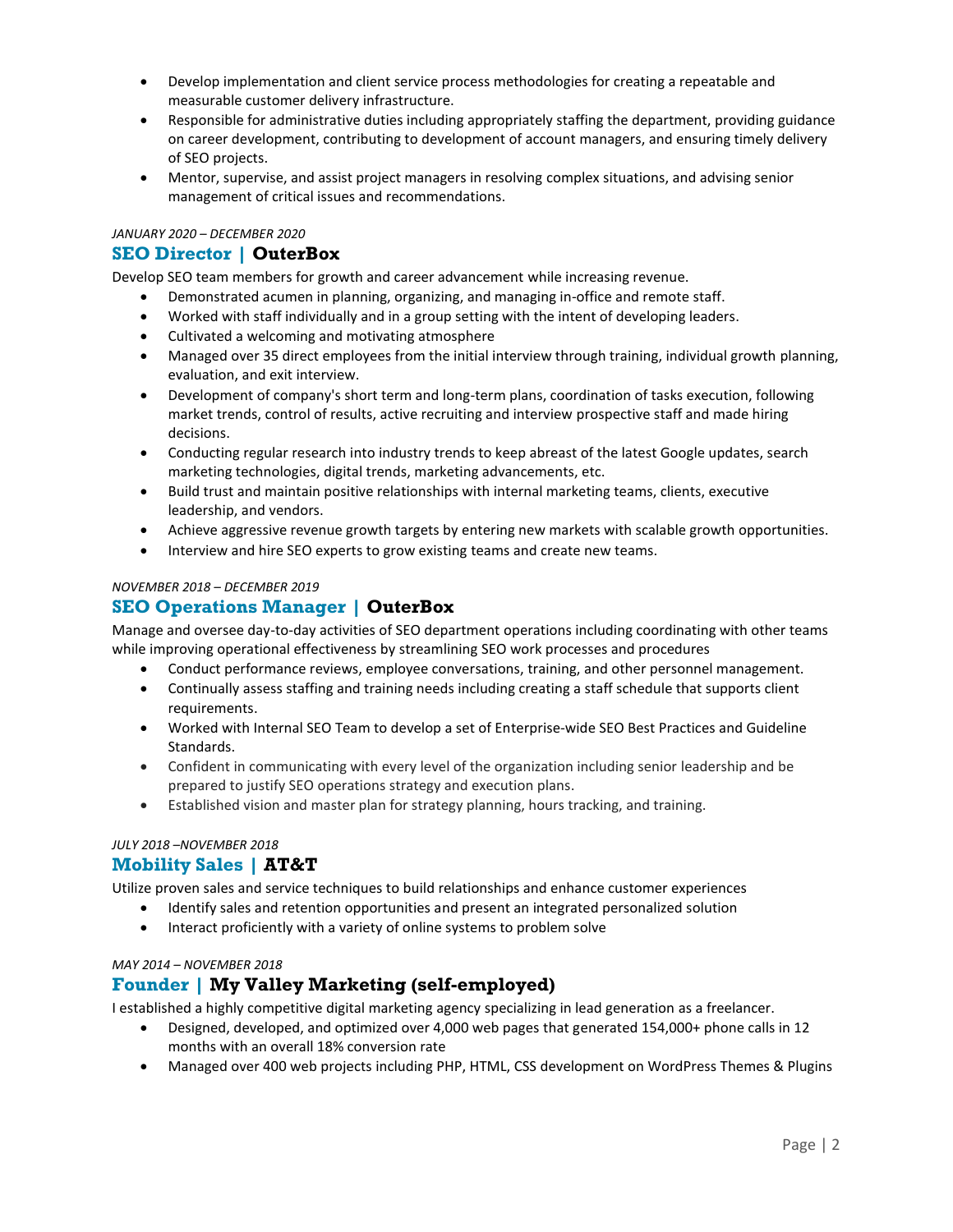- Develop implementation and client service process methodologies for creating a repeatable and measurable customer delivery infrastructure.
- Responsible for administrative duties including appropriately staffing the department, providing guidance on career development, contributing to development of account managers, and ensuring timely delivery of SEO projects.
- Mentor, supervise, and assist project managers in resolving complex situations, and advising senior management of critical issues and recommendations.

*JANUARY 2020 – DECEMBER 2020*

### SEO Director | **OuterBox**

Develop SEO team members for growth and career advancement while increasing revenue.

- Demonstrated acumen in planning, organizing, and managing in-office and remote staff.
- Worked with staff individually and in a group setting with the intent of developing leaders.
- Cultivated a welcoming and motivating atmosphere
- Managed over 35 direct employees from the initial interview through training, individual growth planning, evaluation, and exit interview.
- Development of company's short term and long-term plans, coordination of tasks execution, following market trends, control of results, active recruiting and interview prospective staff and made hiring decisions.
- Conducting regular research into industry trends to keep abreast of the latest Google updates, search marketing technologies, digital trends, marketing advancements, etc.
- Build trust and maintain positive relationships with internal marketing teams, clients, executive leadership, and vendors.
- Achieve aggressive revenue growth targets by entering new markets with scalable growth opportunities.
- Interview and hire SEO experts to grow existing teams and create new teams.

*NOVEMBER 2018 – DECEMBER 2019*

### SEO Operations Manager | **OuterBox**

Manage and oversee day-to-day activities of SEO department operations including coordinating with other teams while improving operational effectiveness by streamlining SEO work processes and procedures

- Conduct performance reviews, employee conversations, training, and other personnel management.
- Continually assess staffing and training needs including creating a staff schedule that supports client requirements.
- Worked with Internal SEO Team to develop a set of Enterprise-wide SEO Best Practices and Guideline Standards.
- Confident in communicating with every level of the organization including senior leadership and be prepared to justify SEO operations strategy and execution plans.
- Established vision and master plan for strategy planning, hours tracking, and training.

*JULY 2018 –NOVEMBER 2018*

### Mobility Sales | **AT&T**

Utilize proven sales and service techniques to build relationships and enhance customer experiences

- Identify sales and retention opportunities and present an integrated personalized solution
- Interact proficiently with a variety of online systems to problem solve

*MAY 2014 – NOVEMBER 2018*

### Founder | **My Valley Marketing (self-employed)**

I established a highly competitive digital marketing agency specializing in lead generation as a freelancer.

- Designed, developed, and optimized over 4,000 web pages that generated 154,000+ phone calls in 12 months with an overall 18% conversion rate
- Managed over 400 web projects including PHP, HTML, CSS development on WordPress Themes & Plugins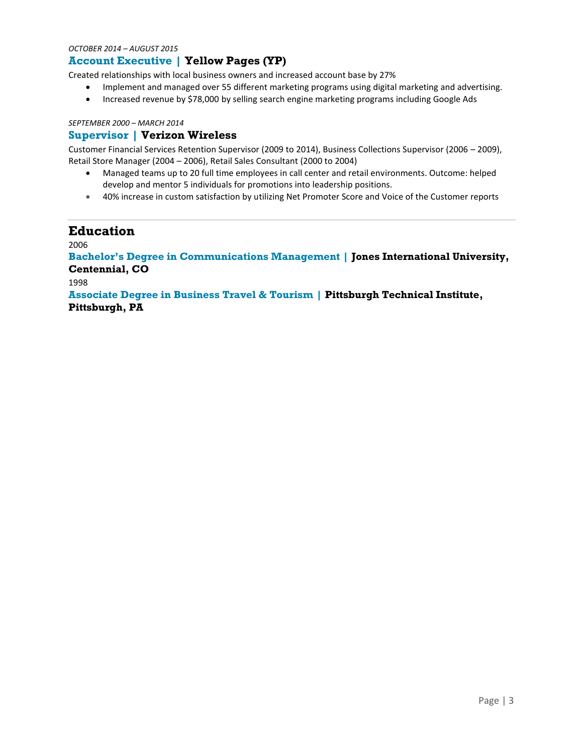*OCTOBER 2014 – AUGUST 2015*

### Account Executive | Yellow Pages (YP)

Created relationships with local business owners and increased account base by 27%

- Implement and managed over 55 different marketing programs using digital marketing and advertising.
- Increased revenue by $78,000 by selling search engine marketing programs including Google Ads

*SEPTEMBER 2000 – MARCH 2014*

### Supervisor | Verizon Wireless

Customer Financial Services Retention Supervisor (2009 to 2014), Business Collections Supervisor (2006 – 2009), Retail Store Manager (2004 – 2006), Retail Sales Consultant (2000 to 2004)

- Managed teams up to 20 full time employees in call center and retail environments. Outcome: helped develop and mentor 5 individuals for promotions into leadership positions.
- 40% increase in custom satisfaction by utilizing Net Promoter Score and Voice of the Customer reports

---

## Education

2006

### Bachelor's Degree in Communications Management | Jones International University, Centennial, CO

1998

### Associate Degree in Business Travel & Tourism | Pittsburgh Technical Institute, Pittsburgh, PA